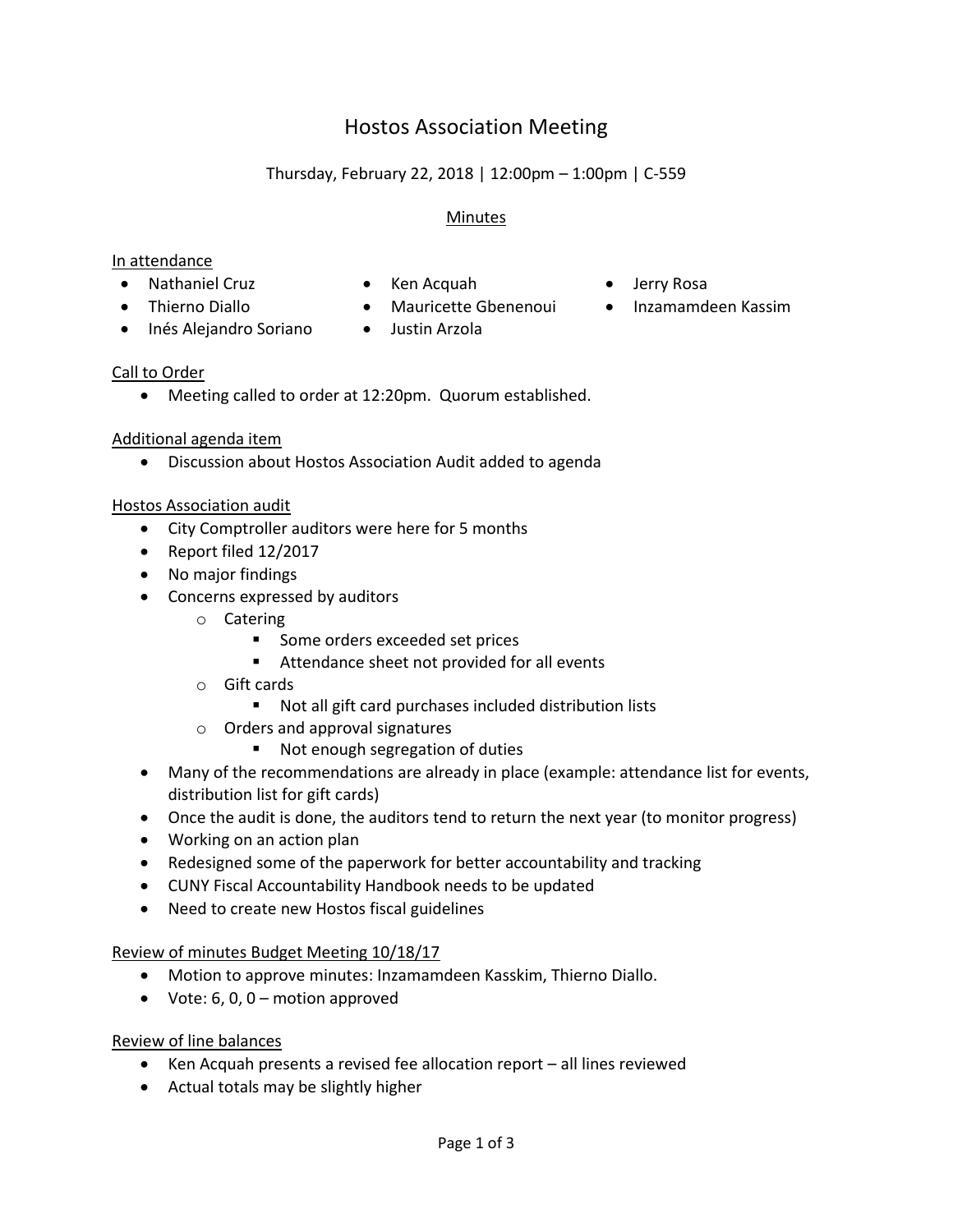# Hostos Association Meeting

Thursday, February 22, 2018 | 12:00pm – 1:00pm | C-559

## Minutes

### In attendance

- Nathaniel Cruz
- Thierno Diallo
- Inés Alejandro Soriano
- Ken Acquah
- Mauricette Gbenenoui
- Justin Arzola
- Jerry Rosa
- Inzamamdeen Kassim

### Call to Order

- Meeting called to order at 12:20pm. Quorum established.

### Additional agenda item

- Discussion about Hostos Association Audit added to agenda

### Hostos Association audit

- City Comptroller auditors were here for 5 months
- Report filed 12/2017
- No major findings
- Concerns expressed by auditors
  - Catering
    - Some orders exceeded set prices
    - Attendance sheet not provided for all events
  - Gift cards
    - Not all gift card purchases included distribution lists
  - Orders and approval signatures
    - Not enough segregation of duties
- Many of the recommendations are already in place (example: attendance list for events, distribution list for gift cards)
- Once the audit is done, the auditors tend to return the next year (to monitor progress)
- Working on an action plan
- Redesigned some of the paperwork for better accountability and tracking
- CUNY Fiscal Accountability Handbook needs to be updated
- Need to create new Hostos fiscal guidelines

### Review of minutes Budget Meeting 10/18/17

- Motion to approve minutes: Inzamamdeen Kasskim, Thierno Diallo.
- Vote: 6, 0, 0 – motion approved

### Review of line balances

- Ken Acquah presents a revised fee allocation report – all lines reviewed
- Actual totals may be slightly higher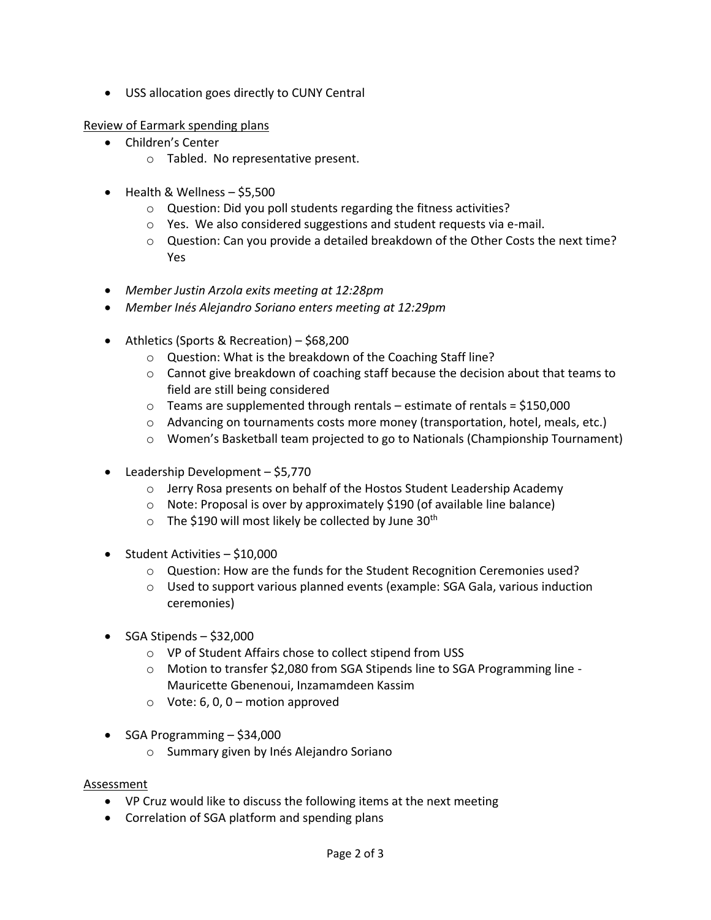- USS allocation goes directly to CUNY Central

Review of Earmark spending plans

- Children's Center
  - Tabled. No representative present.

- Health & Wellness – $5,500
  - Question: Did you poll students regarding the fitness activities?
  - Yes. We also considered suggestions and student requests via e-mail.
  - Question: Can you provide a detailed breakdown of the Other Costs the next time? Yes

- *Member Justin Arzola exits meeting at 12:28pm*
- *Member Inés Alejandro Soriano enters meeting at 12:29pm*

- Athletics (Sports & Recreation) – $68,200
  - Question: What is the breakdown of the Coaching Staff line?
  - Cannot give breakdown of coaching staff because the decision about that teams to field are still being considered
  - Teams are supplemented through rentals – estimate of rentals = $150,000
  - Advancing on tournaments costs more money (transportation, hotel, meals, etc.)
  - Women's Basketball team projected to go to Nationals (Championship Tournament)

- Leadership Development – $5,770
  - Jerry Rosa presents on behalf of the Hostos Student Leadership Academy
  - Note: Proposal is over by approximately $190 (of available line balance)
  - The $190 will most likely be collected by June 30th

- Student Activities – $10,000
  - Question: How are the funds for the Student Recognition Ceremonies used?
  - Used to support various planned events (example: SGA Gala, various induction ceremonies)

- SGA Stipends – $32,000
  - VP of Student Affairs chose to collect stipend from USS
  - Motion to transfer $2,080 from SGA Stipends line to SGA Programming line - Mauricette Gbenenoui, Inzamamdeen Kassim
  - Vote: 6, 0, 0 – motion approved

- SGA Programming – $34,000
  - Summary given by Inés Alejandro Soriano

Assessment

- VP Cruz would like to discuss the following items at the next meeting
- Correlation of SGA platform and spending plans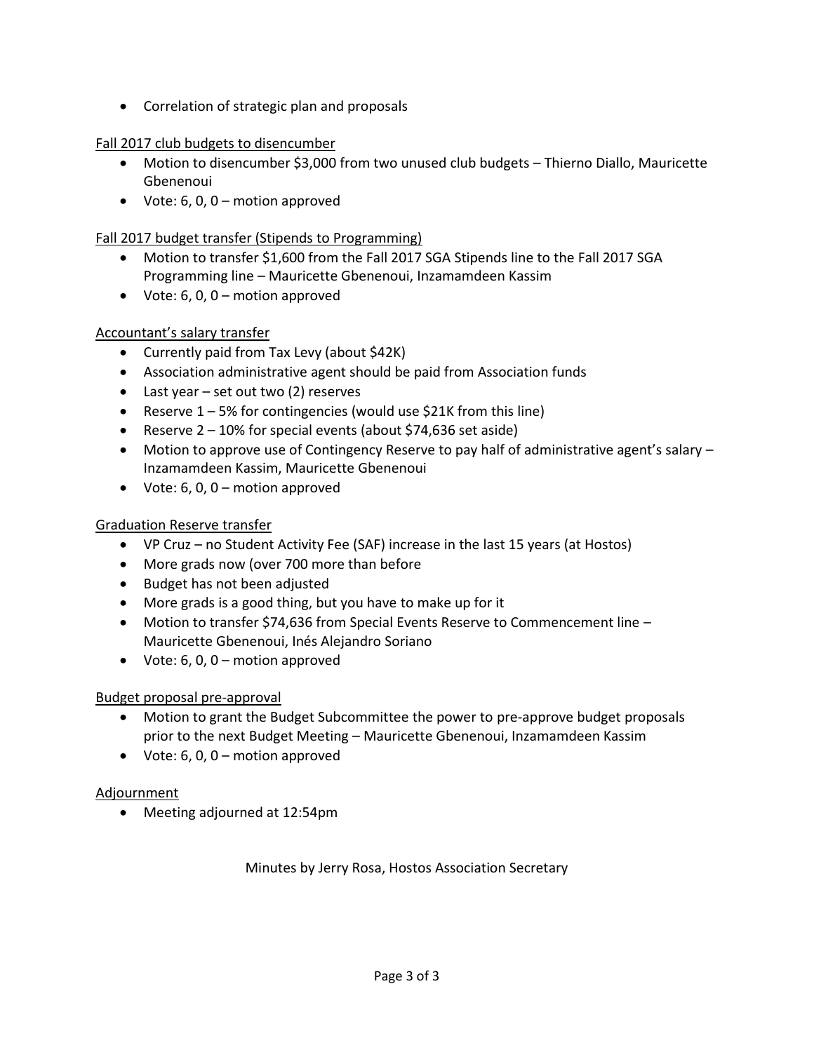- Correlation of strategic plan and proposals

<u>Fall 2017 club budgets to disencumber</u>

- Motion to disencumber $3,000 from two unused club budgets – Thierno Diallo, Mauricette Gbenenoui
- Vote: 6, 0, 0 – motion approved

<u>Fall 2017 budget transfer (Stipends to Programming)</u>

- Motion to transfer $1,600 from the Fall 2017 SGA Stipends line to the Fall 2017 SGA Programming line – Mauricette Gbenenoui, Inzamamdeen Kassim
- Vote: 6, 0, 0 – motion approved

<u>Accountant's salary transfer</u>

- Currently paid from Tax Levy (about $42K)
- Association administrative agent should be paid from Association funds
- Last year – set out two (2) reserves
- Reserve 1 – 5% for contingencies (would use $21K from this line)
- Reserve 2 – 10% for special events (about $74,636 set aside)
- Motion to approve use of Contingency Reserve to pay half of administrative agent's salary – Inzamamdeen Kassim, Mauricette Gbenenoui
- Vote: 6, 0, 0 – motion approved

<u>Graduation Reserve transfer</u>

- VP Cruz – no Student Activity Fee (SAF) increase in the last 15 years (at Hostos)
- More grads now (over 700 more than before
- Budget has not been adjusted
- More grads is a good thing, but you have to make up for it
- Motion to transfer $74,636 from Special Events Reserve to Commencement line – Mauricette Gbenenoui, Inés Alejandro Soriano
- Vote: 6, 0, 0 – motion approved

<u>Budget proposal pre-approval</u>

- Motion to grant the Budget Subcommittee the power to pre-approve budget proposals prior to the next Budget Meeting – Mauricette Gbenenoui, Inzamamdeen Kassim
- Vote: 6, 0, 0 – motion approved

<u>Adjournment</u>

- Meeting adjourned at 12:54pm

Minutes by Jerry Rosa, Hostos Association Secretary